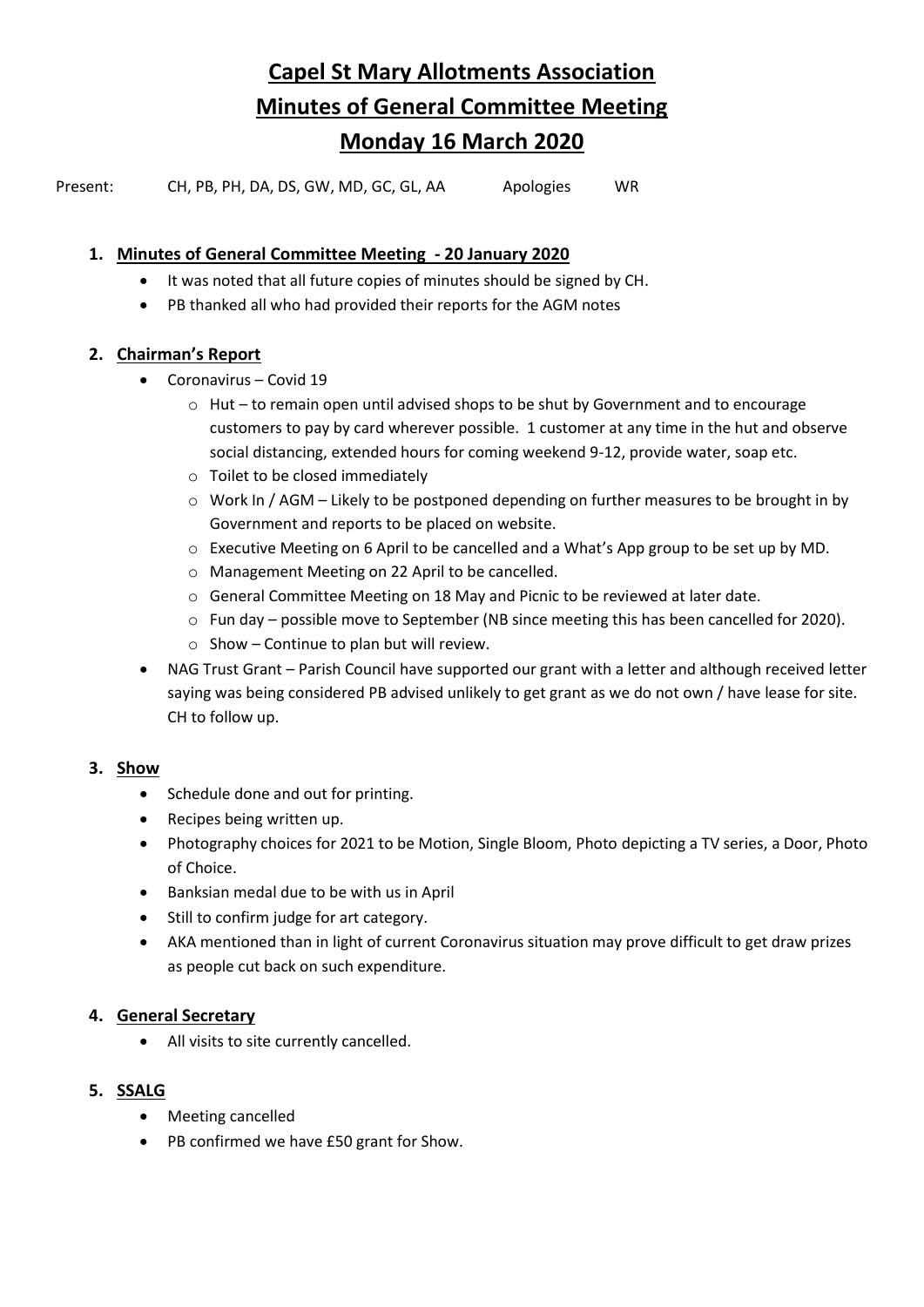# Capel St Mary Allotments Association

# Minutes of General Committee Meeting

# Monday 16 March 2020

Present: CH, PB, PH, DA, DS, GW, MD, GC, GL, AA Apologies WR

1. **Minutes of General Committee Meeting - 20 January 2020**
   - It was noted that all future copies of minutes should be signed by CH.
   - PB thanked all who had provided their reports for the AGM notes

2. **Chairman's Report**
   - Coronavirus – Covid 19
     - Hut – to remain open until advised shops to be shut by Government and to encourage customers to pay by card wherever possible. 1 customer at any time in the hut and observe social distancing, extended hours for coming weekend 9-12, provide water, soap etc.
     - Toilet to be closed immediately
     - Work In / AGM – Likely to be postponed depending on further measures to be brought in by Government and reports to be placed on website.
     - Executive Meeting on 6 April to be cancelled and a What's App group to be set up by MD.
     - Management Meeting on 22 April to be cancelled.
     - General Committee Meeting on 18 May and Picnic to be reviewed at later date.
     - Fun day – possible move to September (NB since meeting this has been cancelled for 2020).
     - Show – Continue to plan but will review.
   - NAG Trust Grant – Parish Council have supported our grant with a letter and although received letter saying was being considered PB advised unlikely to get grant as we do not own / have lease for site. CH to follow up.

3. **Show**
   - Schedule done and out for printing.
   - Recipes being written up.
   - Photography choices for 2021 to be Motion, Single Bloom, Photo depicting a TV series, a Door, Photo of Choice.
   - Banksian medal due to be with us in April
   - Still to confirm judge for art category.
   - AKA mentioned than in light of current Coronavirus situation may prove difficult to get draw prizes as people cut back on such expenditure.

4. **General Secretary**
   - All visits to site currently cancelled.

5. **SSALG**
   - Meeting cancelled
   - PB confirmed we have £50 grant for Show.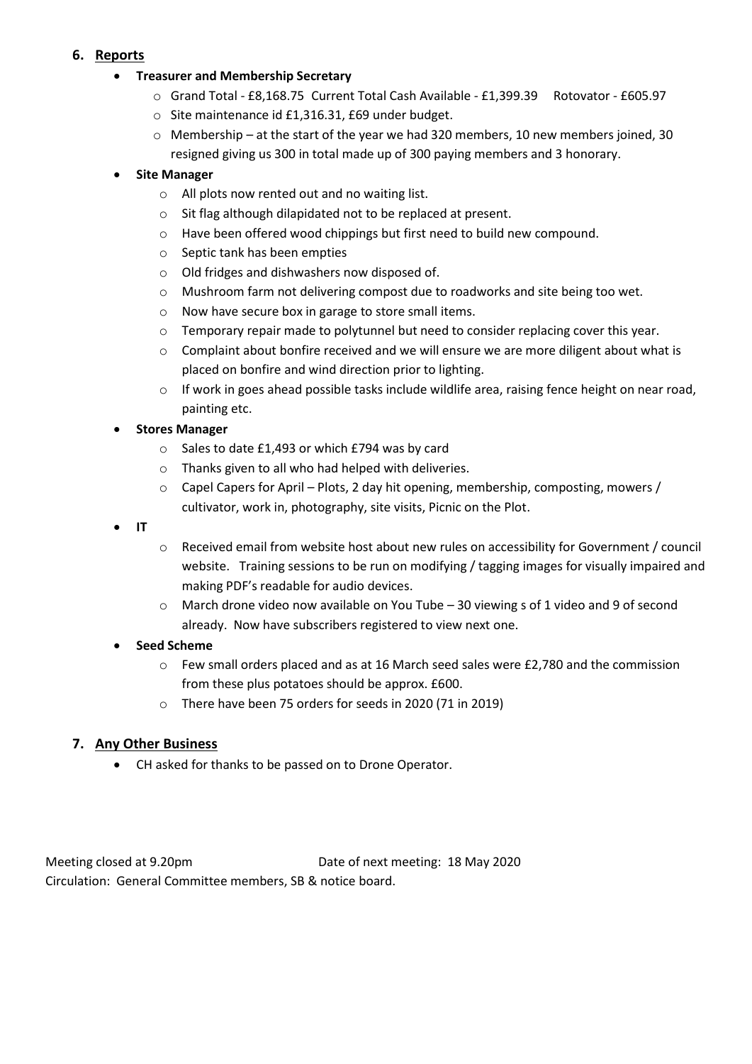## 6. Reports

- **Treasurer and Membership Secretary**
  - Grand Total - £8,168.75  Current Total Cash Available - £1,399.39   Rotovator - £605.97
  - Site maintenance id £1,316.31, £69 under budget.
  - Membership – at the start of the year we had 320 members, 10 new members joined, 30 resigned giving us 300 in total made up of 300 paying members and 3 honorary.
- **Site Manager**
  - All plots now rented out and no waiting list.
  - Sit flag although dilapidated not to be replaced at present.
  - Have been offered wood chippings but first need to build new compound.
  - Septic tank has been empties
  - Old fridges and dishwashers now disposed of.
  - Mushroom farm not delivering compost due to roadworks and site being too wet.
  - Now have secure box in garage to store small items.
  - Temporary repair made to polytunnel but need to consider replacing cover this year.
  - Complaint about bonfire received and we will ensure we are more diligent about what is placed on bonfire and wind direction prior to lighting.
  - If work in goes ahead possible tasks include wildlife area, raising fence height on near road, painting etc.
- **Stores Manager**
  - Sales to date £1,493 or which £794 was by card
  - Thanks given to all who had helped with deliveries.
  - Capel Capers for April – Plots, 2 day hit opening, membership, composting, mowers / cultivator, work in, photography, site visits, Picnic on the Plot.
- **IT**
  - Received email from website host about new rules on accessibility for Government / council website.  Training sessions to be run on modifying / tagging images for visually impaired and making PDF's readable for audio devices.
  - March drone video now available on You Tube – 30 viewing s of 1 video and 9 of second already.  Now have subscribers registered to view next one.
- **Seed Scheme**
  - Few small orders placed and as at 16 March seed sales were £2,780 and the commission from these plus potatoes should be approx. £600.
  - There have been 75 orders for seeds in 2020 (71 in 2019)

## 7. Any Other Business

- CH asked for thanks to be passed on to Drone Operator.

Meeting closed at 9.20pm    Date of next meeting: 18 May 2020

Circulation: General Committee members, SB & notice board.